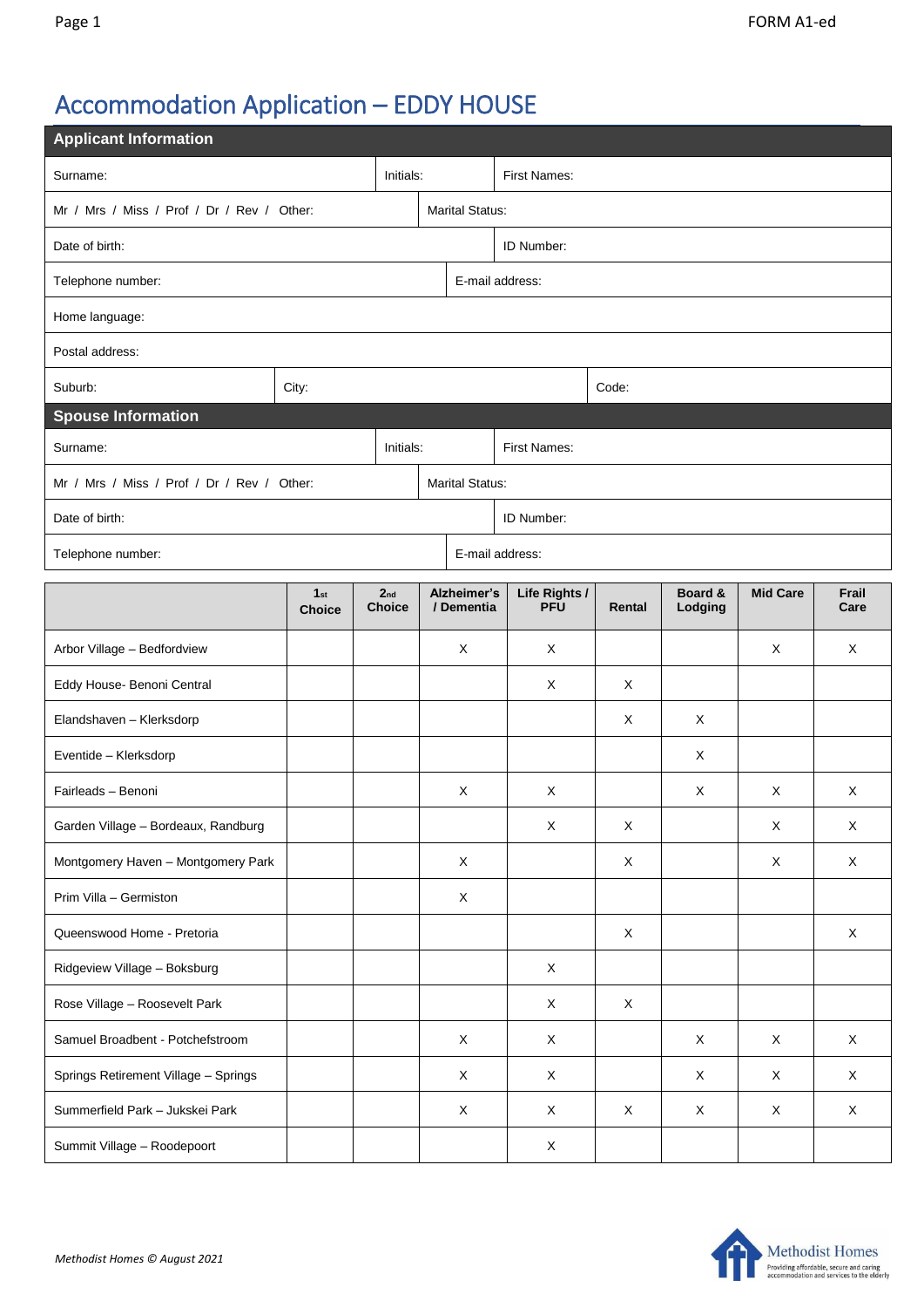# Accommodation Application – EDDY HOUSE

| **Applicant Information** | | | | |
|---|---|---|---|---|
| Surname: | | Initials: | First Names: | |
| Mr / Mrs / Miss / Prof / Dr / Rev / Other: | | Marital Status: | | |
| Date of birth: | | | ID Number: | |
| Telephone number: | | E-mail address: | | |
| Home language: | | | | |
| Postal address: | | | | |
| Suburb: | City: | | | Code: |
| **Spouse Information** | | | | |
| Surname: | | Initials: | First Names: | |
| Mr / Mrs / Miss / Prof / Dr / Rev / Other: | | Marital Status: | | |
| Date of birth: | | | ID Number: | |
| Telephone number: | | E-mail address: | | |

| | 1st Choice | 2nd Choice | Alzheimer's / Dementia | Life Rights / PFU | Rental | Board & Lodging | Mid Care | Frail Care |
|---|---|---|---|---|---|---|---|---|
| Arbor Village – Bedfordview | | | X | X | | | X | X |
| Eddy House- Benoni Central | | | | X | X | | | |
| Elandshaven – Klerksdorp | | | | | X | X | | |
| Eventide – Klerksdorp | | | | | | X | | |
| Fairleads – Benoni | | | X | X | | X | X | X |
| Garden Village – Bordeaux, Randburg | | | | X | X | | X | X |
| Montgomery Haven – Montgomery Park | | | X | | X | | X | X |
| Prim Villa – Germiston | | | X | | | | | |
| Queenswood Home - Pretoria | | | | | X | | | X |
| Ridgeview Village – Boksburg | | | | X | | | | |
| Rose Village – Roosevelt Park | | | | X | X | | | |
| Samuel Broadbent - Potchefstroom | | | X | X | | X | X | X |
| Springs Retirement Village – Springs | | | X | X | | X | X | X |
| Summerfield Park – Jukskei Park | | | X | X | X | X | X | X |
| Summit Village – Roodepoort | | | | X | | | | |

*Methodist Homes © August 2021*

Methodist Homes
Providing affordable, secure and caring accommodation and services to the elderly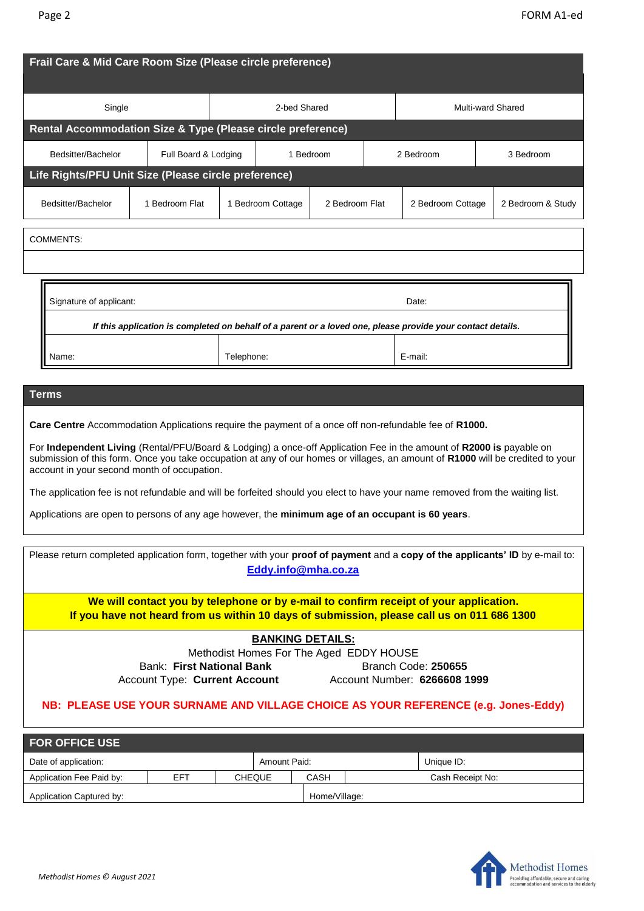## Frail Care & Mid Care Room Size (Please circle preference)

| Single | 2-bed Shared | Multi-ward Shared |
|---|---|---|

## Rental Accommodation Size & Type (Please circle preference)

| Bedsitter/Bachelor | Full Board & Lodging | 1 Bedroom | 2 Bedroom | 3 Bedroom |
|---|---|---|---|---|

## Life Rights/PFU Unit Size (Please circle preference)

| Bedsitter/Bachelor | 1 Bedroom Flat | 1 Bedroom Cottage | 2 Bedroom Flat | 2 Bedroom Cottage | 2 Bedroom & Study |
|---|---|---|---|---|---|

COMMENTS:

| Signature of applicant: | | Date: |
|---|---|---|
| ***If this application is completed on behalf of a parent or a loved one, please provide your contact details.*** | | |
| Name: | Telephone: | E-mail: |

## Terms

**Care Centre** Accommodation Applications require the payment of a once off non-refundable fee of **R1000.**

For **Independent Living** (Rental/PFU/Board & Lodging) a once-off Application Fee in the amount of **R2000 is** payable on submission of this form. Once you take occupation at any of our homes or villages, an amount of **R1000** will be credited to your account in your second month of occupation.

The application fee is not refundable and will be forfeited should you elect to have your name removed from the waiting list.

Applications are open to persons of any age however, the **minimum age of an occupant is 60 years**.

Please return completed application form, together with your **proof of payment** and a **copy of the applicants' ID** by e-mail to: **Eddy.info@mha.co.za**

**We will contact you by telephone or by e-mail to confirm receipt of your application.**
**If you have not heard from us within 10 days of submission, please call us on 011 686 1300**

**BANKING DETAILS:**

Methodist Homes For The Aged EDDY HOUSE

Bank: **First National Bank** Branch Code: **250655**

Account Type: **Current Account** Account Number: **6266608 1999**

**NB: PLEASE USE YOUR SURNAME AND VILLAGE CHOICE AS YOUR REFERENCE (e.g. Jones-Eddy)**

## FOR OFFICE USE

| Date of application: | | | Amount Paid: | | Unique ID: |
|---|---|---|---|---|---|
| Application Fee Paid by: | EFT | CHEQUE | CASH | | Cash Receipt No: |
| Application Captured by: | | | Home/Village: | | |

*Methodist Homes © August 2021*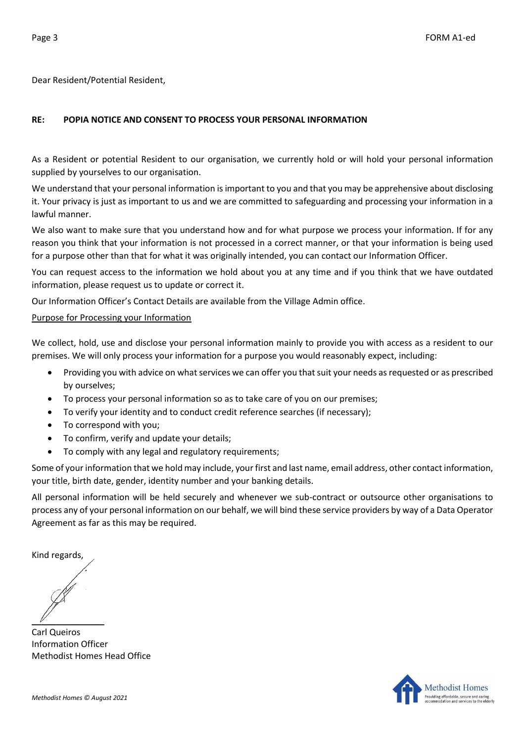Dear Resident/Potential Resident,

**RE: POPIA NOTICE AND CONSENT TO PROCESS YOUR PERSONAL INFORMATION**

As a Resident or potential Resident to our organisation, we currently hold or will hold your personal information supplied by yourselves to our organisation.

We understand that your personal information is important to you and that you may be apprehensive about disclosing it. Your privacy is just as important to us and we are committed to safeguarding and processing your information in a lawful manner.

We also want to make sure that you understand how and for what purpose we process your information. If for any reason you think that your information is not processed in a correct manner, or that your information is being used for a purpose other than that for what it was originally intended, you can contact our Information Officer.

You can request access to the information we hold about you at any time and if you think that we have outdated information, please request us to update or correct it.

Our Information Officer's Contact Details are available from the Village Admin office.

<u>Purpose for Processing your Information</u>

We collect, hold, use and disclose your personal information mainly to provide you with access as a resident to our premises. We will only process your information for a purpose you would reasonably expect, including:

- Providing you with advice on what services we can offer you that suit your needs as requested or as prescribed by ourselves;
- To process your personal information so as to take care of you on our premises;
- To verify your identity and to conduct credit reference searches (if necessary);
- To correspond with you;
- To confirm, verify and update your details;
- To comply with any legal and regulatory requirements;

Some of your information that we hold may include, your first and last name, email address, other contact information, your title, birth date, gender, identity number and your banking details.

All personal information will be held securely and whenever we sub-contract or outsource other organisations to process any of your personal information on our behalf, we will bind these service providers by way of a Data Operator Agreement as far as this may be required.

Kind regards,

Carl Queiros
Information Officer
Methodist Homes Head Office

*Methodist Homes © August 2021*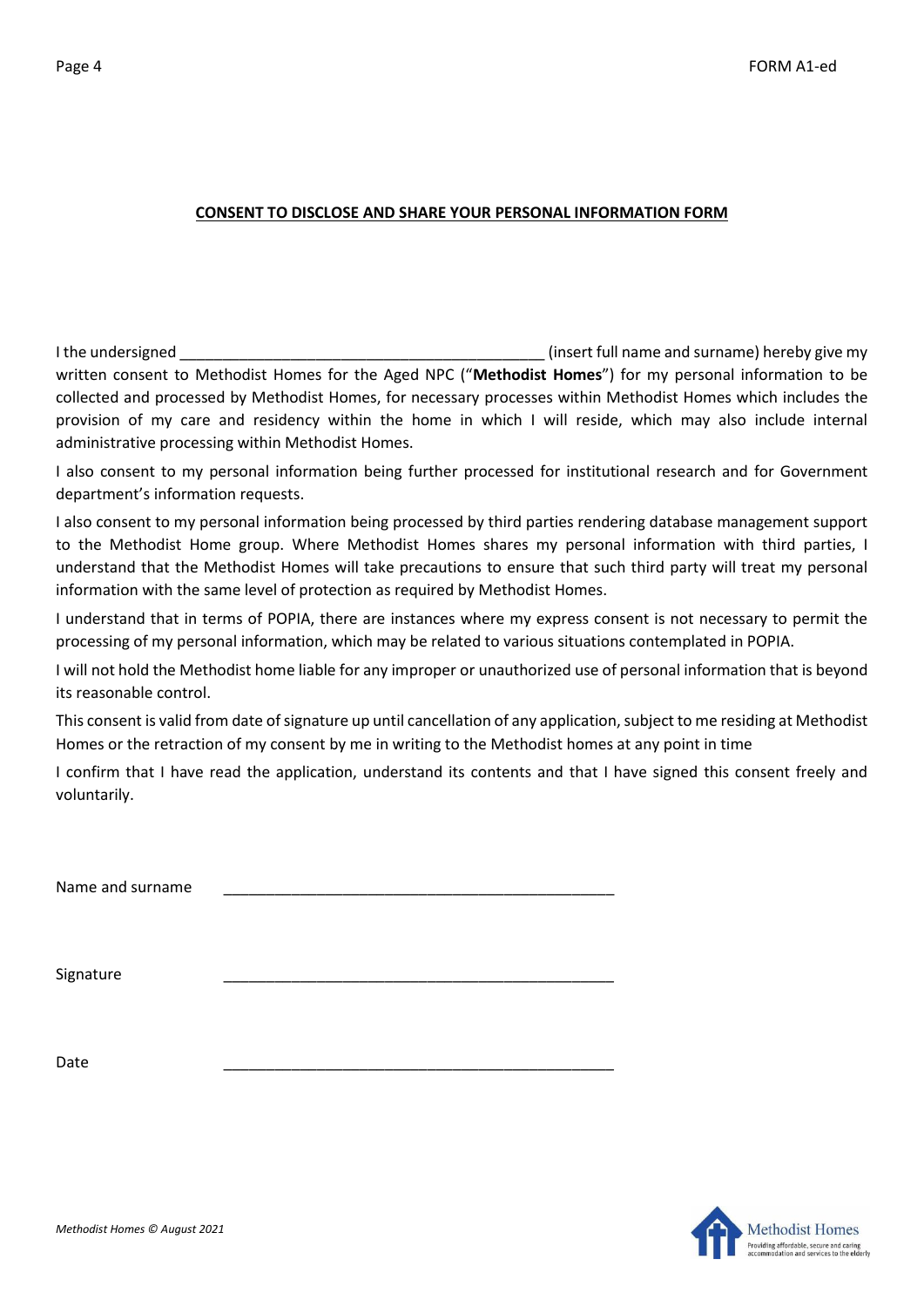**CONSENT TO DISCLOSE AND SHARE YOUR PERSONAL INFORMATION FORM**

I the undersigned ___________________________________________ (insert full name and surname) hereby give my written consent to Methodist Homes for the Aged NPC ("**Methodist Homes**") for my personal information to be collected and processed by Methodist Homes, for necessary processes within Methodist Homes which includes the provision of my care and residency within the home in which I will reside, which may also include internal administrative processing within Methodist Homes.

I also consent to my personal information being further processed for institutional research and for Government department's information requests.

I also consent to my personal information being processed by third parties rendering database management support to the Methodist Home group. Where Methodist Homes shares my personal information with third parties, I understand that the Methodist Homes will take precautions to ensure that such third party will treat my personal information with the same level of protection as required by Methodist Homes.

I understand that in terms of POPIA, there are instances where my express consent is not necessary to permit the processing of my personal information, which may be related to various situations contemplated in POPIA.

I will not hold the Methodist home liable for any improper or unauthorized use of personal information that is beyond its reasonable control.

This consent is valid from date of signature up until cancellation of any application, subject to me residing at Methodist Homes or the retraction of my consent by me in writing to the Methodist homes at any point in time

I confirm that I have read the application, understand its contents and that I have signed this consent freely and voluntarily.

Name and surname ______________________________________________

Signature ______________________________________________

Date ______________________________________________

*Methodist Homes © August 2021*

Methodist Homes
Providing affordable, secure and caring accommodation and services to the elderly